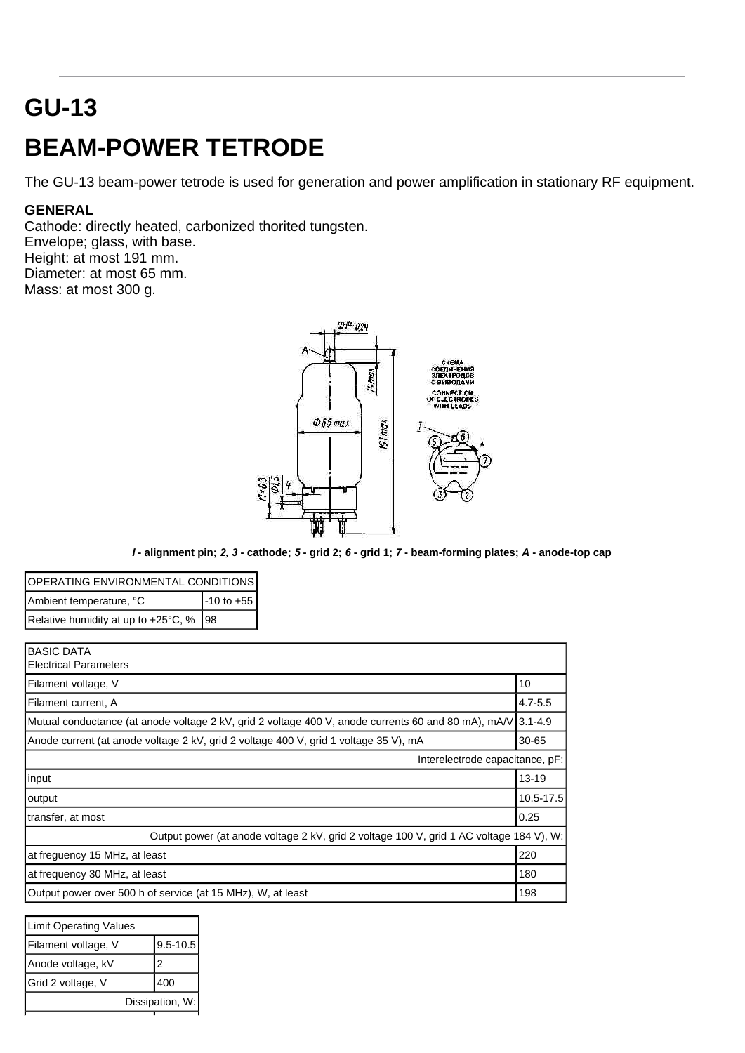# GU-13

# BEAM-POWER TETRODE

The GU-13 beam-power tetrode is used for generation and power amplification in stationary RF equipment.

**GENERAL**

Cathode: directly heated, carbonized thorited tungsten.
Envelope; glass, with base.
Height: at most 191 mm.
Diameter: at most 65 mm.
Mass: at most 300 g.

***I*** **- alignment pin;** ***2, 3*** **- cathode;** ***5*** **- grid 2;** ***6*** **- grid 1;** ***7*** **- beam-forming plates;** ***A*** **- anode-top cap**

| OPERATING ENVIRONMENTAL CONDITIONS | |
|---|---|
| Ambient temperature, °C | -10 to +55 |
| Relative humidity at up to +25°C, % | 98 |

| BASIC DATA<br>Electrical Parameters | |
|---|---|
| Filament voltage, V | 10 |
| Filament current, A | 4.7-5.5 |
| Mutual conductance (at anode voltage 2 kV, grid 2 voltage 400 V, anode currents 60 and 80 mA), mA/V | 3.1-4.9 |
| Anode current (at anode voltage 2 kV, grid 2 voltage 400 V, grid 1 voltage 35 V), mA | 30-65 |
| Interelectrode capacitance, pF: | |
| input | 13-19 |
| output | 10.5-17.5 |
| transfer, at most | 0.25 |
| Output power (at anode voltage 2 kV, grid 2 voltage 100 V, grid 1 AC voltage 184 V), W: | |
| at freguency 15 MHz, at least | 220 |
| at frequency 30 MHz, at least | 180 |
| Output power over 500 h of service (at 15 MHz), W, at least | 198 |

| Limit Operating Values | |
|---|---|
| Filament voltage, V | 9.5-10.5 |
| Anode voltage, kV | 2 |
| Grid 2 voltage, V | 400 |
| Dissipation, W: | |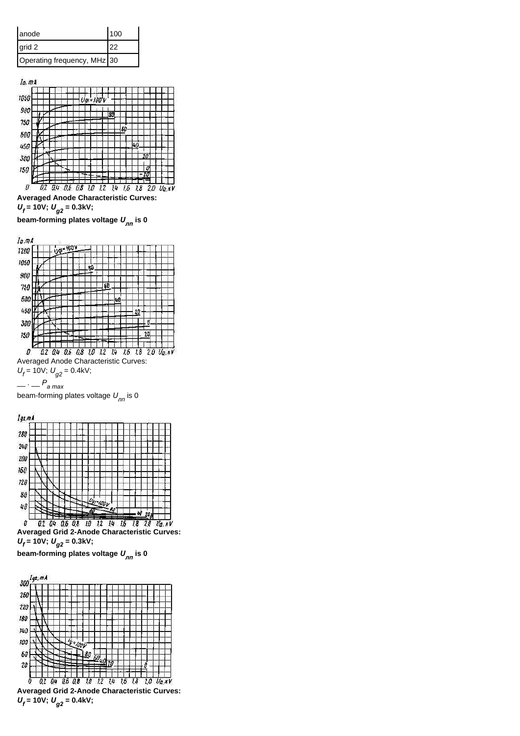| anode | 100 |
|---|---|
| grid 2 | 22 |
| Operating frequency, MHz | 30 |

**Averaged Anode Characteristic Curves:**
**$U_f$ = 10V; $U_{g2}$ = 0.3kV;**

**beam-forming plates voltage $U_{лп}$ is 0**

Averaged Anode Characteristic Curves:
$U_f$ = 10V; $U_{g2}$ = 0.4kV;

— · — $P_{a\ max}$

beam-forming plates voltage $U_{лп}$ is 0

**Averaged Grid 2-Anode Characteristic Curves:**
**$U_f$ = 10V; $U_{g2}$ = 0.3kV;**

**beam-forming plates voltage $U_{лп}$ is 0**

**Averaged Grid 2-Anode Characteristic Curves:**
**$U_f$ = 10V; $U_{g2}$ = 0.4kV;**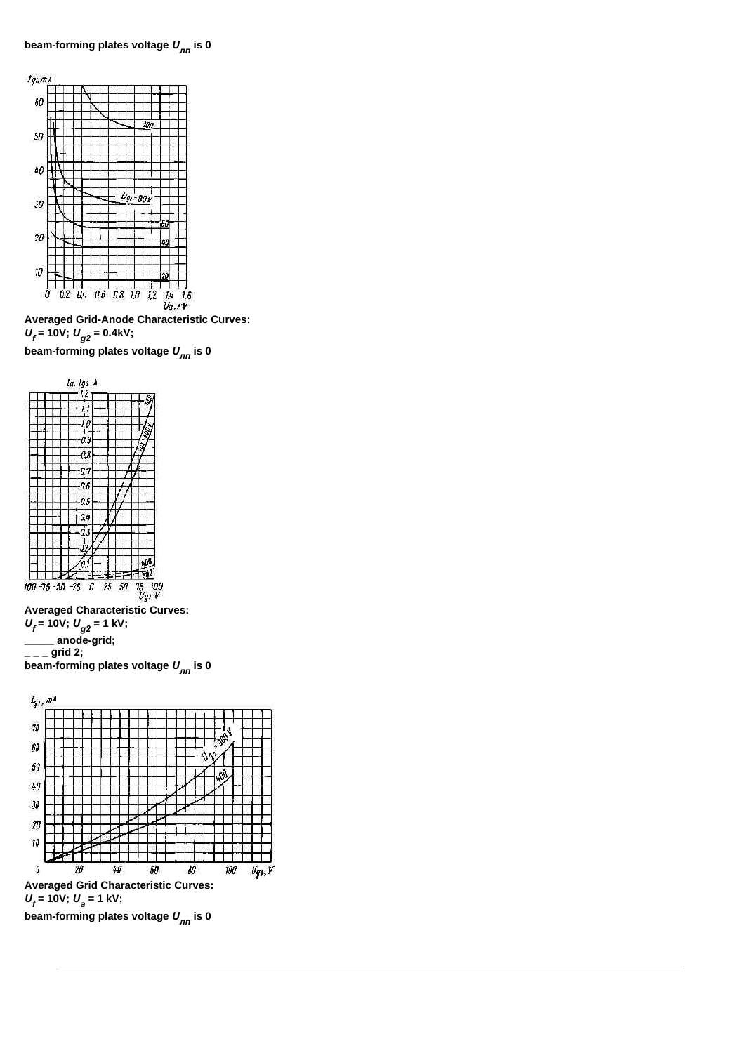beam-forming plates voltage $U_{лп}$ is 0

$I_{g}, mA$

60
50
40
30
20
10
0 0.2 0.4 0.6 0.8 1.0 1.2 1.4 1.6
$U_a, kV$

100
$U_{g1}$=80V
60
40
20

**Averaged Grid-Anode Characteristic Curves:**
**$U_f$ = 10V; $U_{g2}$ = 0.4kV;**
**beam-forming plates voltage $U_{лп}$ is 0**

$I_a, I_{g2}, A$

1.2
1.1
1.0
0.9
0.8
0.7
0.6
0.5
0.4
0.3
0.2
0.1
100 -75 -50 -25 0 25 50 75 100
$U_{g1}, V$

300
$U_{g2}$=300V
400
300

**Averaged Characteristic Curves:**
**$U_f$ = 10V; $U_{g2}$ = 1 kV;**
**_____ anode-grid;**
**_ _ _ grid 2;**
**beam-forming plates voltage $U_{лп}$ is 0**

$I_{g1}, mA$

70
60
50
40
30
20
10
0 20 40 60 80 100 $U_{g1}, V$

$U_{g2}$ = 300 V
400

**Averaged Grid Characteristic Curves:**
**$U_f$ = 10V; $U_a$ = 1 kV;**
**beam-forming plates voltage $U_{лп}$ is 0**